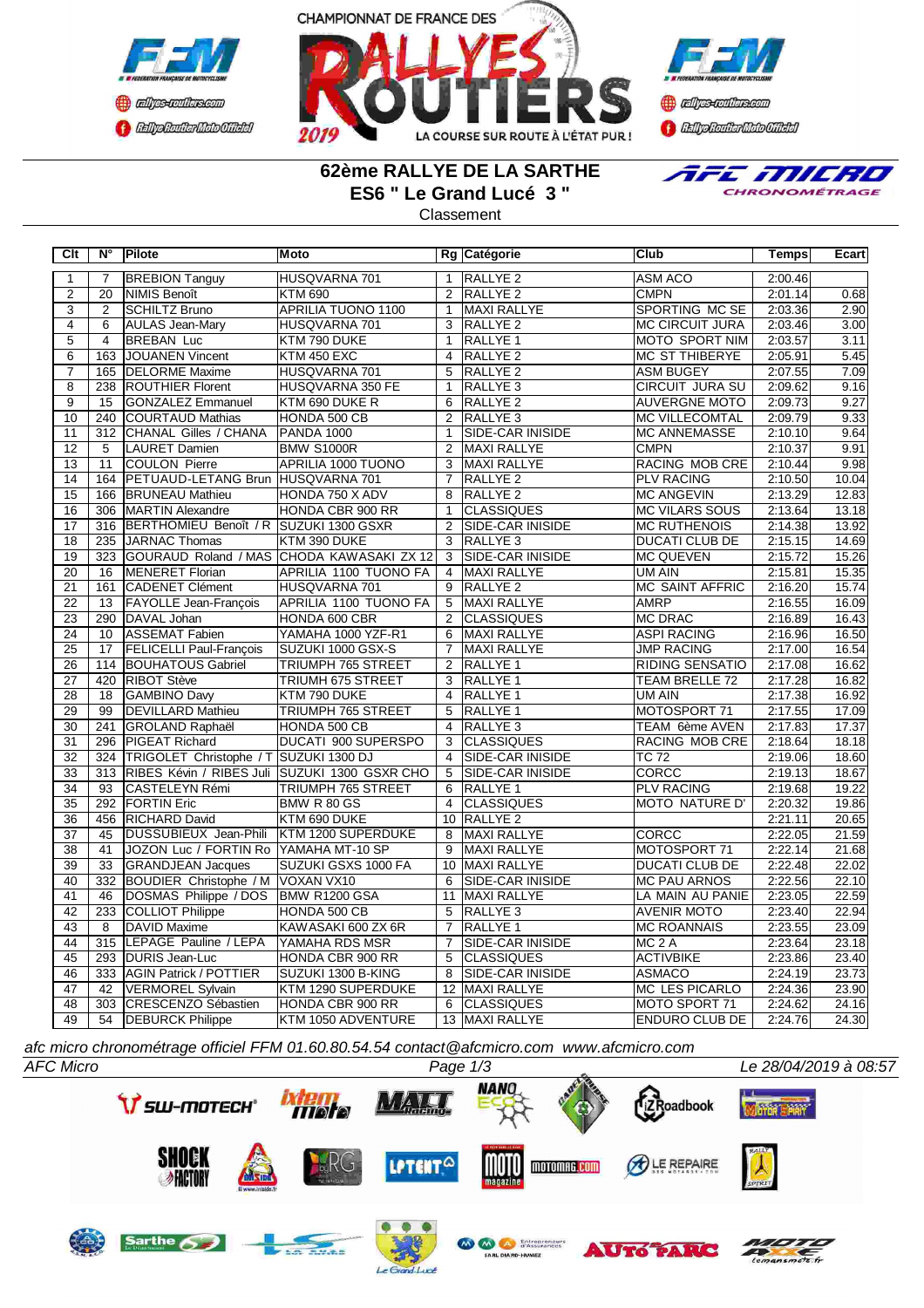# 62ème RALLYE DE LA SARTHE

## ES6 " Le Grand Lucé 3 "

Classement

| Clt | N° | Pilote | Moto | Rg | Catégorie | Club | Temps | Ecart |
|---|---|---|---|---|---|---|---|---|
| 1 | 7 | BREBION Tanguy | HUSQVARNA 701 | 1 | RALLYE 2 | ASM ACO | 2:00.46 | |
| 2 | 20 | NIMIS Benoît | KTM 690 | 2 | RALLYE 2 | CMPN | 2:01.14 | 0.68 |
| 3 | 2 | SCHILTZ Bruno | APRILIA TUONO 1100 | 1 | MAXI RALLYE | SPORTING MC SE | 2:03.36 | 2.90 |
| 4 | 6 | AULAS Jean-Mary | HUSQVARNA 701 | 3 | RALLYE 2 | MC CIRCUIT JURA | 2:03.46 | 3.00 |
| 5 | 4 | BREBAN Luc | KTM 790 DUKE | 1 | RALLYE 1 | MOTO SPORT NIM | 2:03.57 | 3.11 |
| 6 | 163 | JOUANEN Vincent | KTM 450 EXC | 4 | RALLYE 2 | MC ST THIBERYE | 2:05.91 | 5.45 |
| 7 | 165 | DELORME Maxime | HUSQVARNA 701 | 5 | RALLYE 2 | ASM BUGEY | 2:07.55 | 7.09 |
| 8 | 238 | ROUTHIER Florent | HUSQVARNA 350 FE | 1 | RALLYE 3 | CIRCUIT JURA SU | 2:09.62 | 9.16 |
| 9 | 15 | GONZALEZ Emmanuel | KTM 690 DUKE R | 6 | RALLYE 2 | AUVERGNE MOTO | 2:09.73 | 9.27 |
| 10 | 240 | COURTAUD Mathias | HONDA 500 CB | 2 | RALLYE 3 | MC VILLECOMTAL | 2:09.79 | 9.33 |
| 11 | 312 | CHANAL Gilles / CHANA | PANDA 1000 | 1 | SIDE-CAR INISIDE | MC ANNEMASSE | 2:10.10 | 9.64 |
| 12 | 5 | LAURET Damien | BMW S1000R | 2 | MAXI RALLYE | CMPN | 2:10.37 | 9.91 |
| 13 | 11 | COULON Pierre | APRILIA 1000 TUONO | 3 | MAXI RALLYE | RACING MOB CRE | 2:10.44 | 9.98 |
| 14 | 164 | PETUAUD-LETANG Brun | HUSQVARNA 701 | 7 | RALLYE 2 | PLV RACING | 2:10.50 | 10.04 |
| 15 | 166 | BRUNEAU Mathieu | HONDA 750 X ADV | 8 | RALLYE 2 | MC ANGEVIN | 2:13.29 | 12.83 |
| 16 | 306 | MARTIN Alexandre | HONDA CBR 900 RR | 1 | CLASSIQUES | MC VILARS SOUS | 2:13.64 | 13.18 |
| 17 | 316 | BERTHOMIEU Benoît / R | SUZUKI 1300 GSXR | 2 | SIDE-CAR INISIDE | MC RUTHENOIS | 2:14.38 | 13.92 |
| 18 | 235 | JARNAC Thomas | KTM 390 DUKE | 3 | RALLYE 3 | DUCATI CLUB DE | 2:15.15 | 14.69 |
| 19 | 323 | GOURAUD Roland / MAS | CHODA KAWASAKI ZX 12 | 3 | SIDE-CAR INISIDE | MC QUEVEN | 2:15.72 | 15.26 |
| 20 | 16 | MENERET Florian | APRILIA 1100 TUONO FA | 4 | MAXI RALLYE | UM AIN | 2:15.81 | 15.35 |
| 21 | 161 | CADENET Clément | HUSQVARNA 701 | 9 | RALLYE 2 | MC SAINT AFFRIC | 2:16.20 | 15.74 |
| 22 | 13 | FAYOLLE Jean-François | APRILIA 1100 TUONO FA | 5 | MAXI RALLYE | AMRP | 2:16.55 | 16.09 |
| 23 | 290 | DAVAL Johan | HONDA 600 CBR | 2 | CLASSIQUES | MC DRAC | 2:16.89 | 16.43 |
| 24 | 10 | ASSEMAT Fabien | YAMAHA 1000 YZF-R1 | 6 | MAXI RALLYE | ASPI RACING | 2:16.96 | 16.50 |
| 25 | 17 | FELICELLI Paul-François | SUZUKI 1000 GSX-S | 7 | MAXI RALLYE | JMP RACING | 2:17.00 | 16.54 |
| 26 | 114 | BOUHATOUS Gabriel | TRIUMPH 765 STREET | 2 | RALLYE 1 | RIDING SENSATIO | 2:17.08 | 16.62 |
| 27 | 420 | RIBOT Stève | TRIUMH 675 STREET | 3 | RALLYE 1 | TEAM BRELLE 72 | 2:17.28 | 16.82 |
| 28 | 18 | GAMBINO Davy | KTM 790 DUKE | 4 | RALLYE 1 | UM AIN | 2:17.38 | 16.92 |
| 29 | 99 | DEVILLARD Mathieu | TRIUMPH 765 STREET | 5 | RALLYE 1 | MOTOSPORT 71 | 2:17.55 | 17.09 |
| 30 | 241 | GROLAND Raphaël | HONDA 500 CB | 4 | RALLYE 3 | TEAM 6ème AVEN | 2:17.83 | 17.37 |
| 31 | 296 | PIGEAT Richard | DUCATI 900 SUPERSPO | 3 | CLASSIQUES | RACING MOB CRE | 2:18.64 | 18.18 |
| 32 | 324 | TRIGOLET Christophe / T | SUZUKI 1300 DJ | 4 | SIDE-CAR INISIDE | TC 72 | 2:19.06 | 18.60 |
| 33 | 313 | RIBES Kévin / RIBES Juli | SUZUKI 1300 GSXR CHO | 5 | SIDE-CAR INISIDE | CORCC | 2:19.13 | 18.67 |
| 34 | 93 | CASTELEYN Rémi | TRIUMPH 765 STREET | 6 | RALLYE 1 | PLV RACING | 2:19.68 | 19.22 |
| 35 | 292 | FORTIN Eric | BMW R 80 GS | 4 | CLASSIQUES | MOTO NATURE D' | 2:20.32 | 19.86 |
| 36 | 456 | RICHARD David | KTM 690 DUKE | 10 | RALLYE 2 | | 2:21.11 | 20.65 |
| 37 | 45 | DUSSUBIEUX Jean-Phili | KTM 1200 SUPERDUKE | 8 | MAXI RALLYE | CORCC | 2:22.05 | 21.59 |
| 38 | 41 | JOZON Luc / FORTIN Ro | YAMAHA MT-10 SP | 9 | MAXI RALLYE | MOTOSPORT 71 | 2:22.14 | 21.68 |
| 39 | 33 | GRANDJEAN Jacques | SUZUKI GSXS 1000 FA | 10 | MAXI RALLYE | DUCATI CLUB DE | 2:22.48 | 22.02 |
| 40 | 332 | BOUDIER Christophe / M | VOXAN VX10 | 6 | SIDE-CAR INISIDE | MC PAU ARNOS | 2:22.56 | 22.10 |
| 41 | 46 | DOSMAS Philippe / DOS | BMW R1200 GSA | 11 | MAXI RALLYE | LA MAIN AU PANIE | 2:23.05 | 22.59 |
| 42 | 233 | COLLIOT Philippe | HONDA 500 CB | 5 | RALLYE 3 | AVENIR MOTO | 2:23.40 | 22.94 |
| 43 | 8 | DAVID Maxime | KAWASAKI 600 ZX 6R | 7 | RALLYE 1 | MC ROANNAIS | 2:23.55 | 23.09 |
| 44 | 315 | LEPAGE Pauline / LEPA | YAMAHA RDS MSR | 7 | SIDE-CAR INISIDE | MC 2 A | 2:23.64 | 23.18 |
| 45 | 293 | DURIS Jean-Luc | HONDA CBR 900 RR | 5 | CLASSIQUES | ACTIVBIKE | 2:23.86 | 23.40 |
| 46 | 333 | AGIN Patrick / POTTIER | SUZUKI 1300 B-KING | 8 | SIDE-CAR INISIDE | ASMACO | 2:24.19 | 23.73 |
| 47 | 42 | VERMOREL Sylvain | KTM 1290 SUPERDUKE | 12 | MAXI RALLYE | MC LES PICARLO | 2:24.36 | 23.90 |
| 48 | 303 | CRESCENZO Sébastien | HONDA CBR 900 RR | 6 | CLASSIQUES | MOTO SPORT 71 | 2:24.62 | 24.16 |
| 49 | 54 | DEBURCK Philippe | KTM 1050 ADVENTURE | 13 | MAXI RALLYE | ENDURO CLUB DE | 2:24.76 | 24.30 |

*afc micro chronométrage officiel FFM 01.60.80.54.54 contact@afcmicro.com www.afcmicro.com*

*AFC Micro* — *Le 28/04/2019 à 08:57*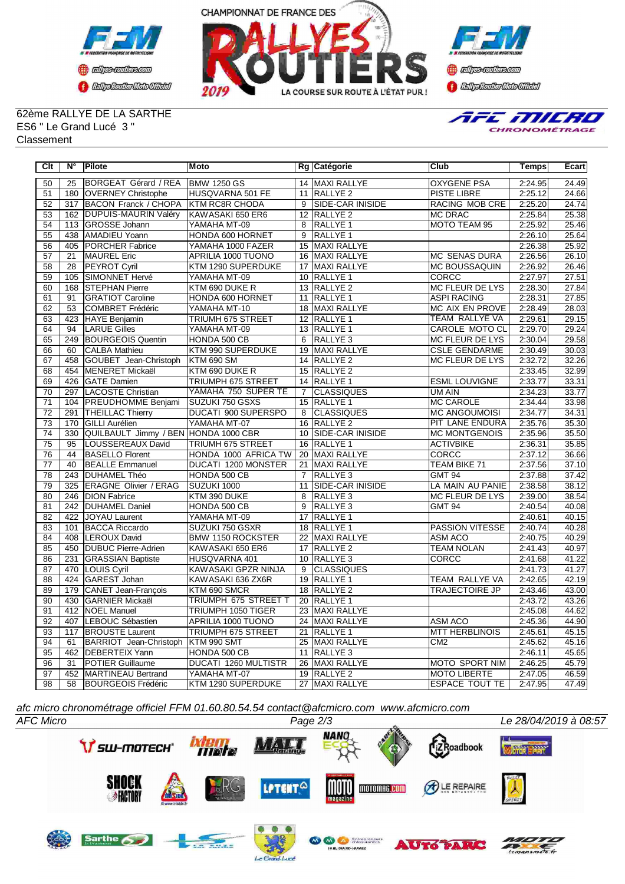62ème RALLYE DE LA SARTHE
ES6 " Le Grand Lucé 3 "
Classement

| Clt | N° | Pilote | Moto | Rg | Catégorie | Club | Temps | Ecart |
|---|---|---|---|---|---|---|---|---|
| 50 | 25 | BORGEAT Gérard / REA | BMW 1250 GS | 14 | MAXI RALLYE | OXYGENE PSA | 2:24.95 | 24.49 |
| 51 | 180 | OVERNEY Christophe | HUSQVARNA 501 FE | 11 | RALLYE 2 | PISTE LIBRE | 2:25.12 | 24.66 |
| 52 | 317 | BACON Franck / CHOPA | KTM RC8R CHODA | 9 | SIDE-CAR INISIDE | RACING MOB CRE | 2:25.20 | 24.74 |
| 53 | 162 | DUPUIS-MAURIN Valéry | KAWASAKI 650 ER6 | 12 | RALLYE 2 | MC DRAC | 2:25.84 | 25.38 |
| 54 | 113 | GROSSE Johann | YAMAHA MT-09 | 8 | RALLYE 1 | MOTO TEAM 95 | 2:25.92 | 25.46 |
| 55 | 438 | AMADIEU Yoann | HONDA 600 HORNET | 9 | RALLYE 1 | | 2:26.10 | 25.64 |
| 56 | 405 | PORCHER Fabrice | YAMAHA 1000 FAZER | 15 | MAXI RALLYE | | 2:26.38 | 25.92 |
| 57 | 21 | MAUREL Eric | APRILIA 1000 TUONO | 16 | MAXI RALLYE | MC SENAS DURA | 2:26.56 | 26.10 |
| 58 | 28 | PEYROT Cyril | KTM 1290 SUPERDUKE | 17 | MAXI RALLYE | MC BOUSSAQUIN | 2:26.92 | 26.46 |
| 59 | 105 | SIMONNET Hervé | YAMAHA MT-09 | 10 | RALLYE 1 | CORCC | 2:27.97 | 27.51 |
| 60 | 168 | STEPHAN Pierre | KTM 690 DUKE R | 13 | RALLYE 2 | MC FLEUR DE LYS | 2:28.30 | 27.84 |
| 61 | 91 | GRATIOT Caroline | HONDA 600 HORNET | 11 | RALLYE 1 | ASPI RACING | 2:28.31 | 27.85 |
| 62 | 53 | COMBRET Frédéric | YAMAHA MT-10 | 18 | MAXI RALLYE | MC AIX EN PROVE | 2:28.49 | 28.03 |
| 63 | 423 | HAYE Benjamin | TRIUMH 675 STREET | 12 | RALLYE 1 | TEAM RALLYE VA | 2:29.61 | 29.15 |
| 64 | 94 | LARUE Gilles | YAMAHA MT-09 | 13 | RALLYE 1 | CAROLE MOTO CL | 2:29.70 | 29.24 |
| 65 | 249 | BOURGEOIS Quentin | HONDA 500 CB | 6 | RALLYE 3 | MC FLEUR DE LYS | 2:30.04 | 29.58 |
| 66 | 60 | CALBA Mathieu | KTM 990 SUPERDUKE | 19 | MAXI RALLYE | CSLE GENDARME | 2:30.49 | 30.03 |
| 67 | 458 | GOUBET Jean-Christoph | KTM 690 SM | 14 | RALLYE 2 | MC FLEUR DE LYS | 2:32.72 | 32.26 |
| 68 | 454 | MENERET Mickaël | KTM 690 DUKE R | 15 | RALLYE 2 | | 2:33.45 | 32.99 |
| 69 | 426 | GATE Damien | TRIUMPH 675 STREET | 14 | RALLYE 1 | ESML LOUVIGNE | 2:33.77 | 33.31 |
| 70 | 297 | LACOSTE Christian | YAMAHA 750 SUPER TE | 7 | CLASSIQUES | UM AIN | 2:34.23 | 33.77 |
| 71 | 104 | PREUDHOMME Benjami | SUZUKI 750 GSXS | 15 | RALLYE 1 | MC CAROLE | 2:34.44 | 33.98 |
| 72 | 291 | THEILLAC Thierry | DUCATI 900 SUPERSPO | 8 | CLASSIQUES | MC ANGOUMOISI | 2:34.77 | 34.31 |
| 73 | 170 | GILLI Aurélien | YAMAHA MT-07 | 16 | RALLYE 2 | PIT LANE ENDURA | 2:35.76 | 35.30 |
| 74 | 330 | QUILBAULT Jimmy / BEN | HONDA 1000 CBR | 10 | SIDE-CAR INISIDE | MC MONTGENOIS | 2:35.96 | 35.50 |
| 75 | 95 | LOUSSEREAUX David | TRIUMH 675 STREET | 16 | RALLYE 1 | ACTIVBIKE | 2:36.31 | 35.85 |
| 76 | 44 | BASELLO Florent | HONDA 1000 AFRICA TW | 20 | MAXI RALLYE | CORCC | 2:37.12 | 36.66 |
| 77 | 40 | BEALLE Emmanuel | DUCATI 1200 MONSTER | 21 | MAXI RALLYE | TEAM BIKE 71 | 2:37.56 | 37.10 |
| 78 | 243 | DUHAMEL Théo | HONDA 500 CB | 7 | RALLYE 3 | GMT 94 | 2:37.88 | 37.42 |
| 79 | 325 | ERAGNE Olivier / ERAG | SUZUKI 1000 | 11 | SIDE-CAR INISIDE | LA MAIN AU PANIE | 2:38.58 | 38.12 |
| 80 | 246 | DION Fabrice | KTM 390 DUKE | 8 | RALLYE 3 | MC FLEUR DE LYS | 2:39.00 | 38.54 |
| 81 | 242 | DUHAMEL Daniel | HONDA 500 CB | 9 | RALLYE 3 | GMT 94 | 2:40.54 | 40.08 |
| 82 | 422 | JOYAU Laurent | YAMAHA MT-09 | 17 | RALLYE 1 | | 2:40.61 | 40.15 |
| 83 | 101 | BACCA Riccardo | SUZUKI 750 GSXR | 18 | RALLYE 1 | PASSION VITESSE | 2:40.74 | 40.28 |
| 84 | 408 | LEROUX David | BMW 1150 ROCKSTER | 22 | MAXI RALLYE | ASM ACO | 2:40.75 | 40.29 |
| 85 | 450 | DUBUC Pierre-Adrien | KAWASAKI 650 ER6 | 17 | RALLYE 2 | TEAM NOLAN | 2:41.43 | 40.97 |
| 86 | 231 | GRASSIAN Baptiste | HUSQVARNA 401 | 10 | RALLYE 3 | CORCC | 2:41.68 | 41.22 |
| 87 | 470 | LOUIS Cyril | KAWASAKI GPZR NINJA | 9 | CLASSIQUES | | 2:41.73 | 41.27 |
| 88 | 424 | GAREST Johan | KAWASAKI 636 ZX6R | 19 | RALLYE 1 | TEAM RALLYE VA | 2:42.65 | 42.19 |
| 89 | 179 | CANET Jean-François | KTM 690 SMCR | 18 | RALLYE 2 | TRAJECTOIRE JP | 2:43.46 | 43.00 |
| 90 | 430 | GARNIER Mickaël | TRIUMPH 675 STREET T | 20 | RALLYE 1 | | 2:43.72 | 43.26 |
| 91 | 412 | NOEL Manuel | TRIUMPH 1050 TIGER | 23 | MAXI RALLYE | | 2:45.08 | 44.62 |
| 92 | 407 | LEBOUC Sébastien | APRILIA 1000 TUONO | 24 | MAXI RALLYE | ASM ACO | 2:45.36 | 44.90 |
| 93 | 117 | BROUSTE Laurent | TRIUMPH 675 STREET | 21 | RALLYE 1 | MTT HERBLINOIS | 2:45.61 | 45.15 |
| 94 | 61 | BARRIOT Jean-Christoph | KTM 990 SMT | 25 | MAXI RALLYE | CM2 | 2:45.62 | 45.16 |
| 95 | 462 | DEBERTEIX Yann | HONDA 500 CB | 11 | RALLYE 3 | | 2:46.11 | 45.65 |
| 96 | 31 | POTIER Guillaume | DUCATI 1260 MULTISTR | 26 | MAXI RALLYE | MOTO SPORT NIM | 2:46.25 | 45.79 |
| 97 | 452 | MARTINEAU Bertrand | YAMAHA MT-07 | 19 | RALLYE 2 | MOTO LIBERTE | 2:47.05 | 46.59 |
| 98 | 58 | BOURGEOIS Frédéric | KTM 1290 SUPERDUKE | 27 | MAXI RALLYE | ESPACE TOUT TE | 2:47.95 | 47.49 |

*afc micro chronométrage officiel FFM 01.60.80.54.54 contact@afcmicro.com www.afcmicro.com*

*AFC Micro* — *Le 28/04/2019 à 08:57*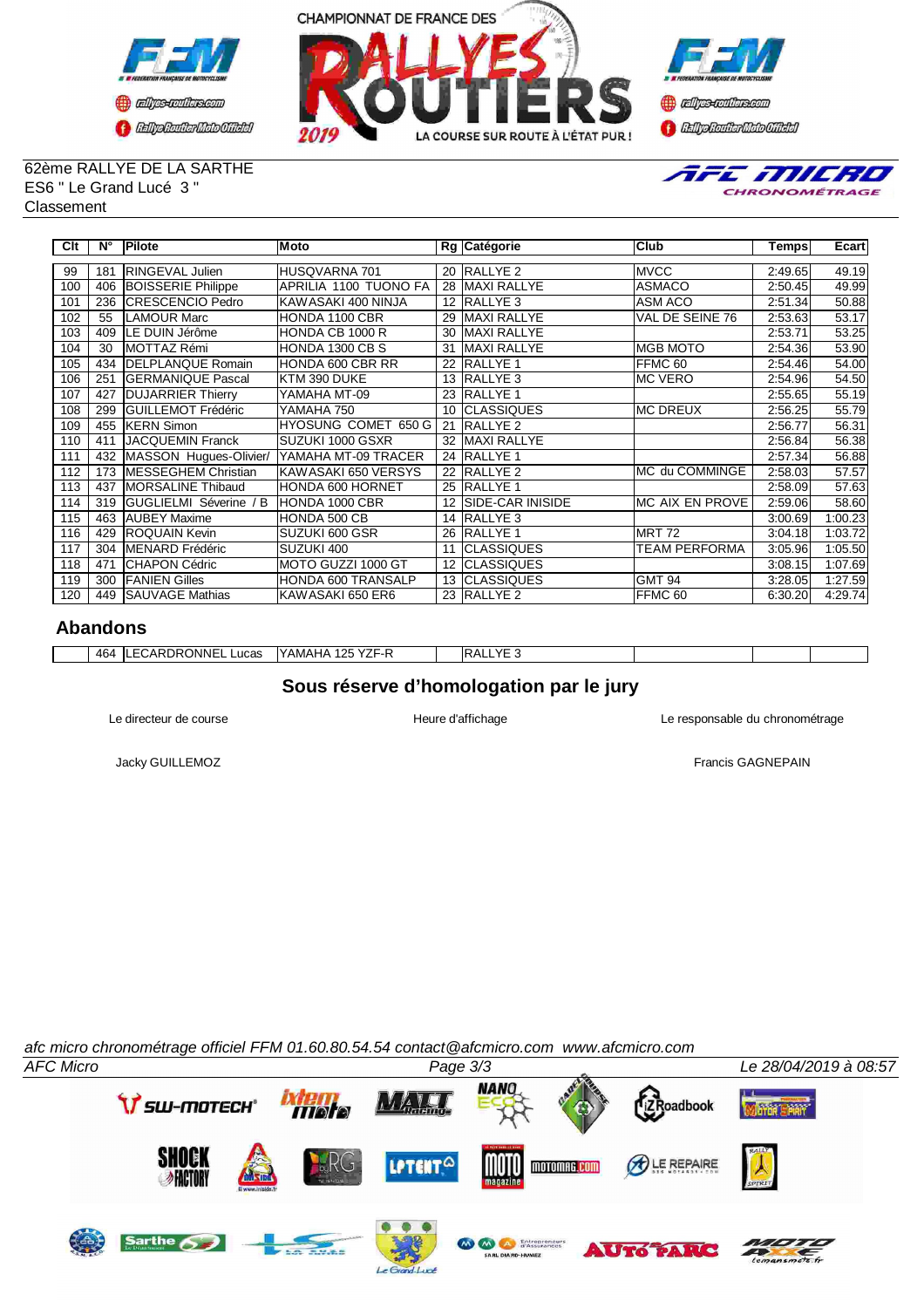62ème RALLYE DE LA SARTHE
ES6 " Le Grand Lucé 3 "
Classement

| Clt | N° | Pilote | Moto | Rg | Catégorie | Club | Temps | Ecart |
|---|---|---|---|---|---|---|---|---|
| 99 | 181 | RINGEVAL Julien | HUSQVARNA 701 | 20 | RALLYE 2 | MVCC | 2:49.65 | 49.19 |
| 100 | 406 | BOISSERIE Philippe | APRILIA 1100 TUONO FA | 28 | MAXI RALLYE | ASMACO | 2:50.45 | 49.99 |
| 101 | 236 | CRESCENCIO Pedro | KAWASAKI 400 NINJA | 12 | RALLYE 3 | ASM ACO | 2:51.34 | 50.88 |
| 102 | 55 | LAMOUR Marc | HONDA 1100 CBR | 29 | MAXI RALLYE | VAL DE SEINE 76 | 2:53.63 | 53.17 |
| 103 | 409 | LE DUIN Jérôme | HONDA CB 1000 R | 30 | MAXI RALLYE | | 2:53.71 | 53.25 |
| 104 | 30 | MOTTAZ Rémi | HONDA 1300 CB S | 31 | MAXI RALLYE | MGB MOTO | 2:54.36 | 53.90 |
| 105 | 434 | DELPLANQUE Romain | HONDA 600 CBR RR | 22 | RALLYE 1 | FFMC 60 | 2:54.46 | 54.00 |
| 106 | 251 | GERMANIQUE Pascal | KTM 390 DUKE | 13 | RALLYE 3 | MC VERO | 2:54.96 | 54.50 |
| 107 | 427 | DUJARRIER Thierry | YAMAHA MT-09 | 23 | RALLYE 1 | | 2:55.65 | 55.19 |
| 108 | 299 | GUILLEMOT Frédéric | YAMAHA 750 | 10 | CLASSIQUES | MC DREUX | 2:56.25 | 55.79 |
| 109 | 455 | KERN Simon | HYOSUNG COMET 650 G | 21 | RALLYE 2 | | 2:56.77 | 56.31 |
| 110 | 411 | JACQUEMIN Franck | SUZUKI 1000 GSXR | 32 | MAXI RALLYE | | 2:56.84 | 56.38 |
| 111 | 432 | MASSON Hugues-Olivier/ | YAMAHA MT-09 TRACER | 24 | RALLYE 1 | | 2:57.34 | 56.88 |
| 112 | 173 | MESSEGHEM Christian | KAWASAKI 650 VERSYS | 22 | RALLYE 2 | MC du COMMINGE | 2:58.03 | 57.57 |
| 113 | 437 | MORSALINE Thibaud | HONDA 600 HORNET | 25 | RALLYE 1 | | 2:58.09 | 57.63 |
| 114 | 319 | GUGLIELMI Séverine / B | HONDA 1000 CBR | 12 | SIDE-CAR INISIDE | MC AIX EN PROVE | 2:59.06 | 58.60 |
| 115 | 463 | AUBEY Maxime | HONDA 500 CB | 14 | RALLYE 3 | | 3:00.69 | 1:00.23 |
| 116 | 429 | ROQUAIN Kevin | SUZUKI 600 GSR | 26 | RALLYE 1 | MRT 72 | 3:04.18 | 1:03.72 |
| 117 | 304 | MENARD Frédéric | SUZUKI 400 | 11 | CLASSIQUES | TEAM PERFORMA | 3:05.96 | 1:05.50 |
| 118 | 471 | CHAPON Cédric | MOTO GUZZI 1000 GT | 12 | CLASSIQUES | | 3:08.15 | 1:07.69 |
| 119 | 300 | FANIEN Gilles | HONDA 600 TRANSALP | 13 | CLASSIQUES | GMT 94 | 3:28.05 | 1:27.59 |
| 120 | 449 | SAUVAGE Mathias | KAWASAKI 650 ER6 | 23 | RALLYE 2 | FFMC 60 | 6:30.20 | 4:29.74 |

## Abandons

| | | | | | | | | |
|---|---|---|---|---|---|---|---|---|
| | 464 | LECARDRONNEL Lucas | YAMAHA 125 YZF-R | | RALLYE 3 | | | |

## Sous réserve d'homologation par le jury

Le directeur de course — Heure d'affichage — Le responsable du chronométrage

Jacky GUILLEMOZ — Francis GAGNEPAIN

*afc micro chronométrage officiel FFM 01.60.80.54.54 contact@afcmicro.com www.afcmicro.com*

*AFC Micro* — *Le 28/04/2019 à 08:57*